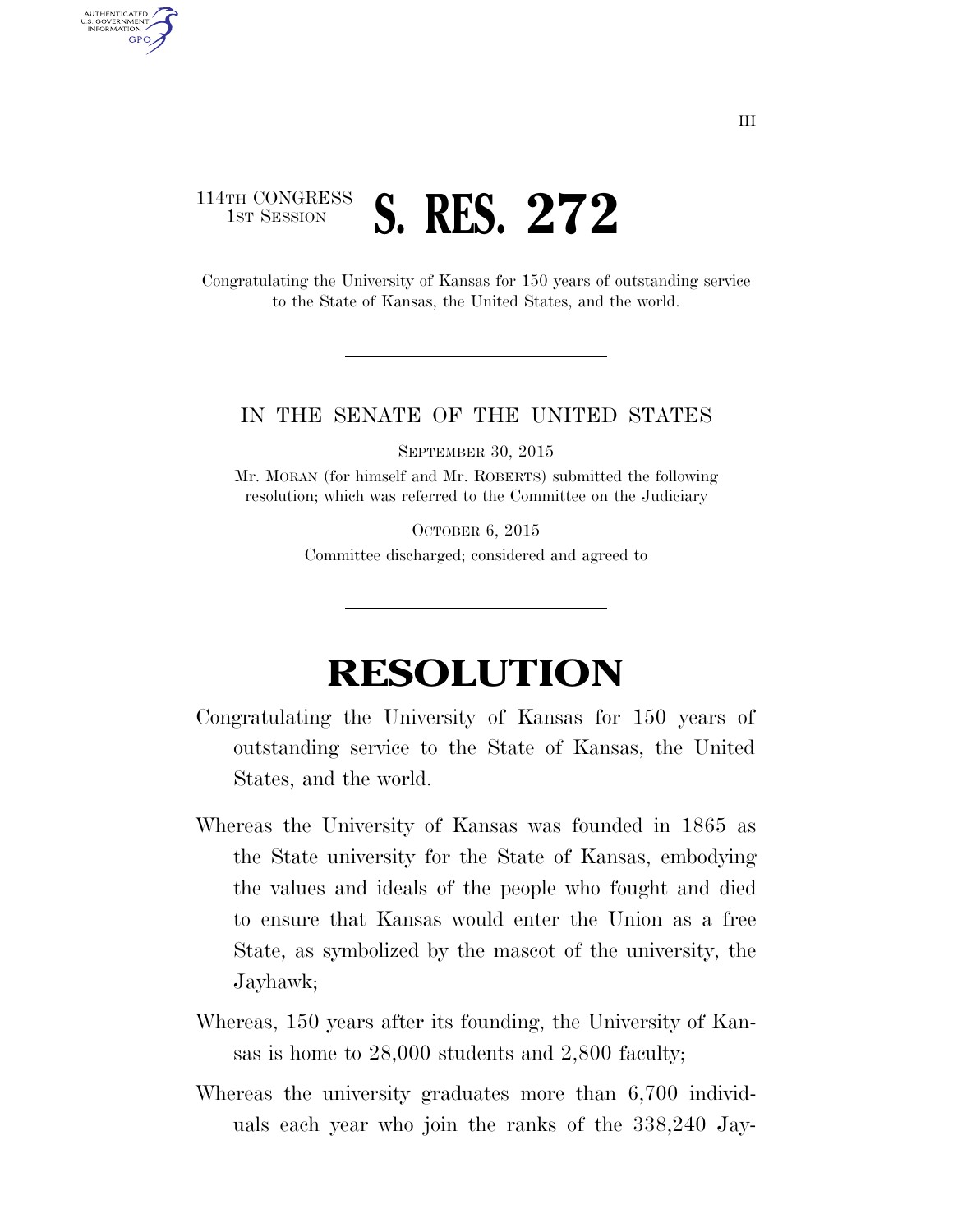114TH CONGRESS
1ST SESSION

# S. RES. 272

Congratulating the University of Kansas for 150 years of outstanding service to the State of Kansas, the United States, and the world.

---

IN THE SENATE OF THE UNITED STATES

SEPTEMBER 30, 2015

Mr. MORAN (for himself and Mr. ROBERTS) submitted the following resolution; which was referred to the Committee on the Judiciary

OCTOBER 6, 2015

Committee discharged; considered and agreed to

---

# RESOLUTION

Congratulating the University of Kansas for 150 years of outstanding service to the State of Kansas, the United States, and the world.

Whereas the University of Kansas was founded in 1865 as the State university for the State of Kansas, embodying the values and ideals of the people who fought and died to ensure that Kansas would enter the Union as a free State, as symbolized by the mascot of the university, the Jayhawk;

Whereas, 150 years after its founding, the University of Kansas is home to 28,000 students and 2,800 faculty;

Whereas the university graduates more than 6,700 individuals each year who join the ranks of the 338,240 Jay-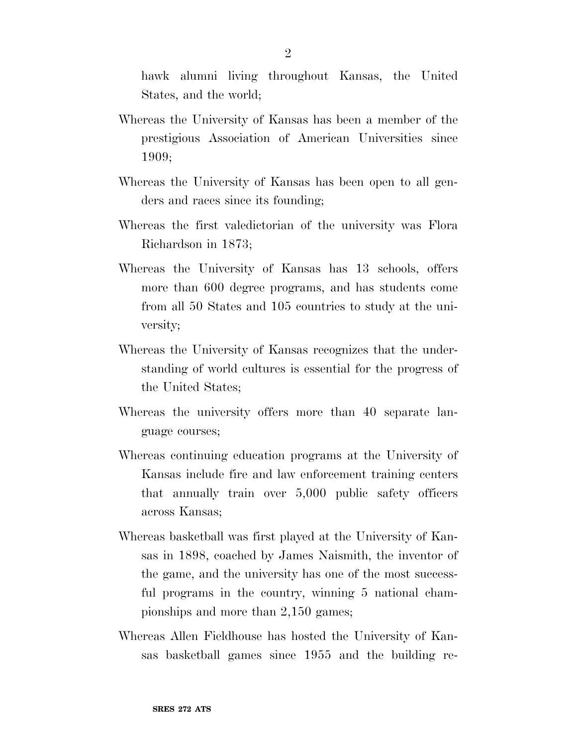hawk alumni living throughout Kansas, the United States, and the world;

Whereas the University of Kansas has been a member of the prestigious Association of American Universities since 1909;

Whereas the University of Kansas has been open to all genders and races since its founding;

Whereas the first valedictorian of the university was Flora Richardson in 1873;

Whereas the University of Kansas has 13 schools, offers more than 600 degree programs, and has students come from all 50 States and 105 countries to study at the university;

Whereas the University of Kansas recognizes that the understanding of world cultures is essential for the progress of the United States;

Whereas the university offers more than 40 separate language courses;

Whereas continuing education programs at the University of Kansas include fire and law enforcement training centers that annually train over 5,000 public safety officers across Kansas;

Whereas basketball was first played at the University of Kansas in 1898, coached by James Naismith, the inventor of the game, and the university has one of the most successful programs in the country, winning 5 national championships and more than 2,150 games;

Whereas Allen Fieldhouse has hosted the University of Kansas basketball games since 1955 and the building re-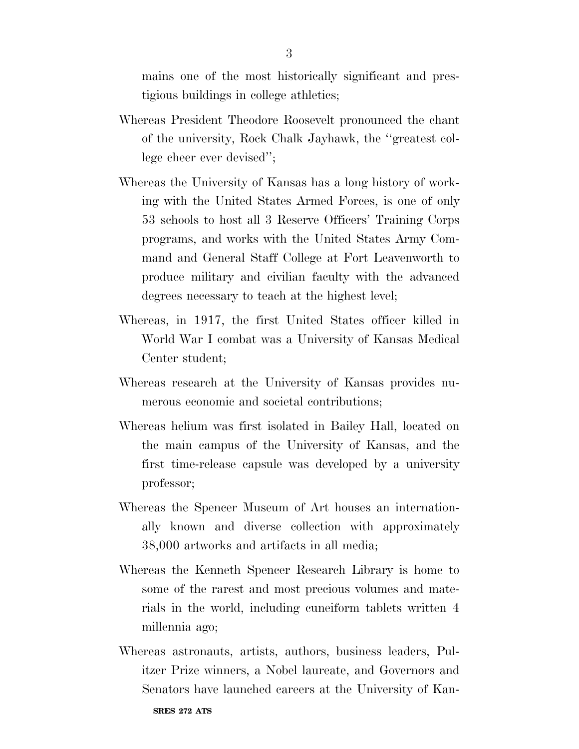mains one of the most historically significant and prestigious buildings in college athletics;

Whereas President Theodore Roosevelt pronounced the chant of the university, Rock Chalk Jayhawk, the ''greatest college cheer ever devised'';

Whereas the University of Kansas has a long history of working with the United States Armed Forces, is one of only 53 schools to host all 3 Reserve Officers' Training Corps programs, and works with the United States Army Command and General Staff College at Fort Leavenworth to produce military and civilian faculty with the advanced degrees necessary to teach at the highest level;

Whereas, in 1917, the first United States officer killed in World War I combat was a University of Kansas Medical Center student;

Whereas research at the University of Kansas provides numerous economic and societal contributions;

Whereas helium was first isolated in Bailey Hall, located on the main campus of the University of Kansas, and the first time-release capsule was developed by a university professor;

Whereas the Spencer Museum of Art houses an internationally known and diverse collection with approximately 38,000 artworks and artifacts in all media;

Whereas the Kenneth Spencer Research Library is home to some of the rarest and most precious volumes and materials in the world, including cuneiform tablets written 4 millennia ago;

Whereas astronauts, artists, authors, business leaders, Pulitzer Prize winners, a Nobel laureate, and Governors and Senators have launched careers at the University of Kan-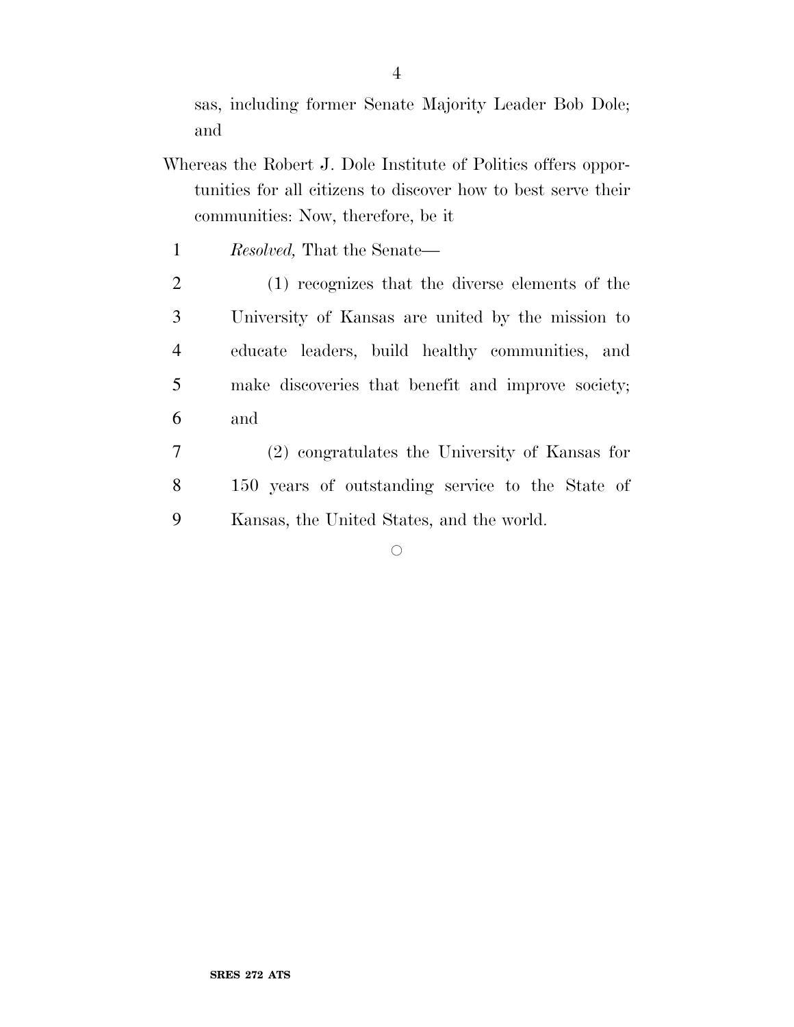sas, including former Senate Majority Leader Bob Dole; and

Whereas the Robert J. Dole Institute of Politics offers opportunities for all citizens to discover how to best serve their communities: Now, therefore, be it

*Resolved,* That the Senate—

(1) recognizes that the diverse elements of the University of Kansas are united by the mission to educate leaders, build healthy communities, and make discoveries that benefit and improve society; and

(2) congratulates the University of Kansas for 150 years of outstanding service to the State of Kansas, the United States, and the world.

○